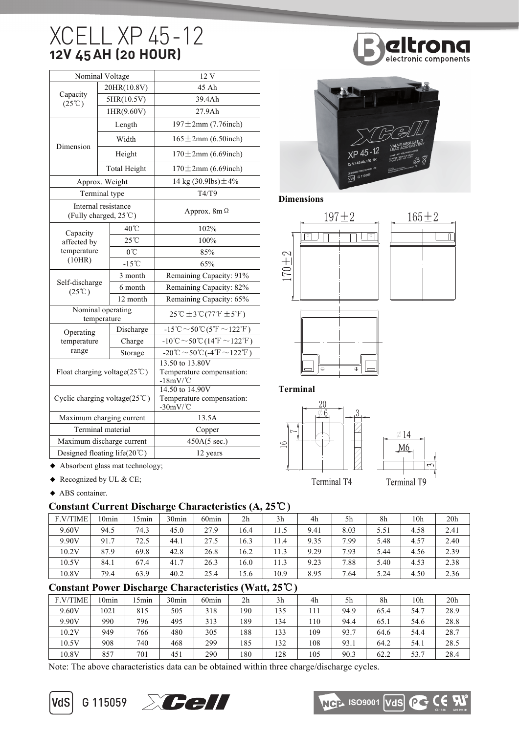# XCELL XP 45-12

## 12V 45 AH (20 HOUR)

| | | |
|---|---|---|
| Nominal Voltage | | 12 V |
| Capacity (25℃) | 20HR(10.8V) | 45 Ah |
| | 5HR(10.5V) | 39.4Ah |
| | 1HR(9.60V) | 27.9Ah |
| Dimension | Length | 197±2mm (7.76inch) |
| | Width | 165±2mm (6.50inch) |
| | Height | 170±2mm (6.69inch) |
| | Total Height | 170±2mm (6.69inch) |
| Approx. Weight | | 14 kg (30.9lbs)±4% |
| Terminal type | | T4/T9 |
| Internal resistance (Fully charged, 25℃) | | Approx. 8mΩ |
| Capacity affected by temperature (10HR) | 40℃ | 102% |
| | 25℃ | 100% |
| | 0℃ | 85% |
| | -15℃ | 65% |
| Self-discharge (25℃) | 3 month | Remaining Capacity: 91% |
| | 6 month | Remaining Capacity: 82% |
| | 12 month | Remaining Capacity: 65% |
| Nominal operating temperature | | 25℃±3℃(77℉±5℉) |
| Operating temperature range | Discharge | -15℃～50℃(5℉～122℉) |
| | Charge | -10℃～50℃(14℉～122℉) |
| | Storage | -20℃～50℃(-4℉～122℉) |
| Float charging voltage(25℃) | | 13.50 to 13.80V Temperature compensation: -18mV/℃ |
| Cyclic charging voltage(25℃) | | 14.50 to 14.90V Temperature compensation: -30mV/℃ |
| Maximum charging current | | 13.5A |
| Terminal material | | Copper |
| Maximum discharge current | | 450A(5 sec.) |
| Designed floating life(20℃) | | 12 years |

- Absorbent glass mat technology;
- Recognized by UL & CE;
- ABS container.

**Dimensions**

197±2 165±2 170±2

**Terminal**

Terminal T4 Terminal T9

### Constant Current Discharge Characteristics (A, 25℃)

| F.V/TIME | 10min | 15min | 30min | 60min | 2h | 3h | 4h | 5h | 8h | 10h | 20h |
|---|---|---|---|---|---|---|---|---|---|---|---|
| 9.60V | 94.5 | 74.3 | 45.0 | 27.9 | 16.4 | 11.5 | 9.41 | 8.03 | 5.51 | 4.58 | 2.41 |
| 9.90V | 91.7 | 72.5 | 44.1 | 27.5 | 16.3 | 11.4 | 9.35 | 7.99 | 5.48 | 4.57 | 2.40 |
| 10.2V | 87.9 | 69.8 | 42.8 | 26.8 | 16.2 | 11.3 | 9.29 | 7.93 | 5.44 | 4.56 | 2.39 |
| 10.5V | 84.1 | 67.4 | 41.7 | 26.3 | 16.0 | 11.3 | 9.23 | 7.88 | 5.40 | 4.53 | 2.38 |
| 10.8V | 79.4 | 63.9 | 40.2 | 25.4 | 15.6 | 10.9 | 8.95 | 7.64 | 5.24 | 4.50 | 2.36 |

### Constant Power Discharge Characteristics (Watt, 25℃)

| F.V/TIME | 10min | 15min | 30min | 60min | 2h | 3h | 4h | 5h | 8h | 10h | 20h |
|---|---|---|---|---|---|---|---|---|---|---|---|
| 9.60V | 1021 | 815 | 505 | 318 | 190 | 135 | 111 | 94.9 | 65.4 | 54.7 | 28.9 |
| 9.90V | 990 | 796 | 495 | 313 | 189 | 134 | 110 | 94.4 | 65.1 | 54.6 | 28.8 |
| 10.2V | 949 | 766 | 480 | 305 | 188 | 133 | 109 | 93.7 | 64.6 | 54.4 | 28.7 |
| 10.5V | 908 | 740 | 468 | 299 | 185 | 132 | 108 | 93.1 | 64.2 | 54.1 | 28.5 |
| 10.8V | 857 | 701 | 451 | 290 | 180 | 128 | 105 | 90.3 | 62.2 | 53.7 | 28.4 |

Note: The above characteristics data can be obtained within three charge/discharge cycles.

VdS G 115059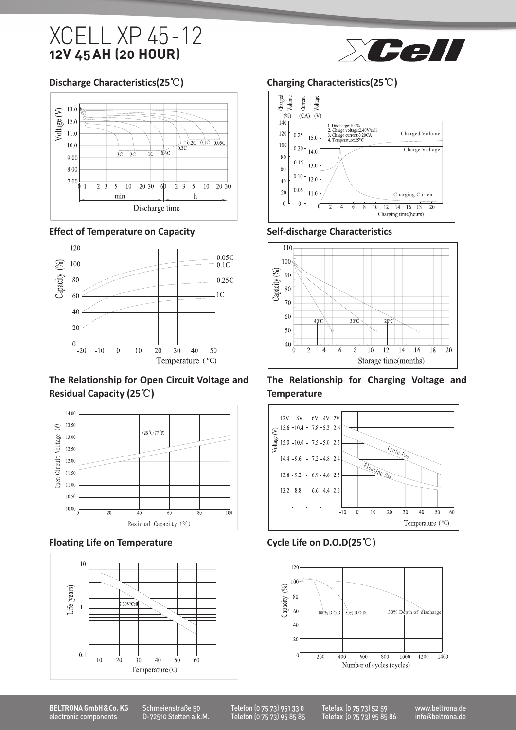# XCELL XP 45-12

**12V 45AH (20 HOUR)**

XCell

## Discharge Characteristics(25℃)

13.0
12.0
11.0
10.0
9.00
8.00
7.00
Voltage (V)
0 1 2 3 5 10 20 30 60 2 3 5 10 20 30
min h
Discharge time
3C 2C 1C 0.6C 0.3C 0.2C 0.1C 0.05C

## Charging Characteristics(25℃)

Charged Volume (%)
Current (CA)
Voltage (V)
140 120 100 80 60 40 20 0
0.25 0.20 0.15 0.10 0.05 0
15.0 14.0 13.0 12.0 11.0
1. Discharge:100%
2. Charge voltage:2.40V/cell
3. Charge current:0.20CA
4. Temperature:25°C
Charged Volume
Charge Voltage
Charging Current
0 2 4 6 8 10 12 14 16 18 20
Charging time(hours)

## Effect of Temperature on Capacity

120
100
80
60
40
20
0
Capacity (%)
-20 -10 0 10 20 30 40 50
Temperature (°C)
0.05C
0.1C
0.25C
1C

## Self-discharge Characteristics

110
100
90
80
70
60
50
40
Capacity (%)
0 2 4 6 8 10 12 14 16 18 20
Storage time(months)
40°C 30°C 20°C

## The Relationship for Open Circuit Voltage and Residual Capacity (25℃)

14.00
13.50
13.00
12.50
12.00
11.50
11.00
10.50
10.00
Open Circuit Voltage (V)
0 20 40 60 80 100
Residual Capacity (%)
(25°C/77°F)

## The Relationship for Charging Voltage and Temperature

12V 8V 6V 4V 2V
Voltage (V)
15.6 10.4 7.8 5.2 2.6
15.0 10.0 7.5 5.0 2.5
14.4 9.6 7.2 4.8 2.4
13.8 9.2 6.9 4.6 2.3
13.2 8.8 6.6 4.4 2.2
-10 0 10 20 30 40 50 60
Temperature (°C)
Cycle Use
Floating Use

## Floating Life on Temperature

10
1
0.1
Life (years)
10 20 30 40 50 60
Temperature (℃)
2.30V/Cell

## Cycle Life on D.O.D(25℃)

120
100
80
60
40
20
0
Capacity (%)
200 400 600 800 1000 1200 1400
Number of cycles (cycles)
100% D.O.D. 50% D.O.D. 30% Depth of discharge

BELTRONA GmbH & Co. KG
electronic components

Schmeienstraße 50
D-72510 Stetten a.k.M.

Telefon (0 75 73) 951 33 0
Telefon (0 75 73) 95 85 85

Telefax (0 75 73) 52 59
Telefax (0 75 73) 95 85 86

www.beltrona.de
info@beltrona.de